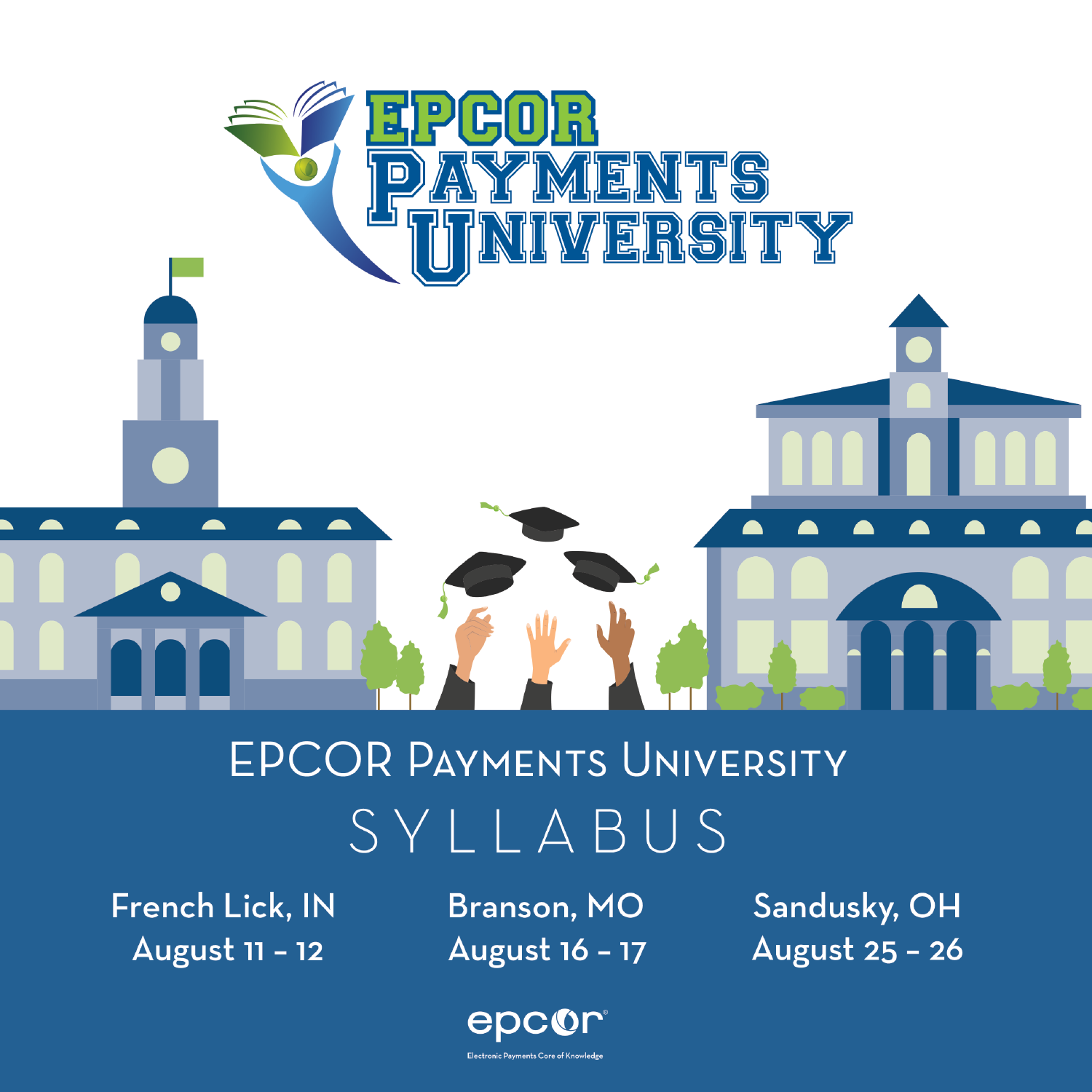# EPCOR Payments University

## EPCOR Payments University

## SYLLABUS

**French Lick, IN**
**August 11 – 12**

**Branson, MO**
**August 16 – 17**

**Sandusky, OH**
**August 25 – 26**

epcor

Electronic Payments Core of Knowledge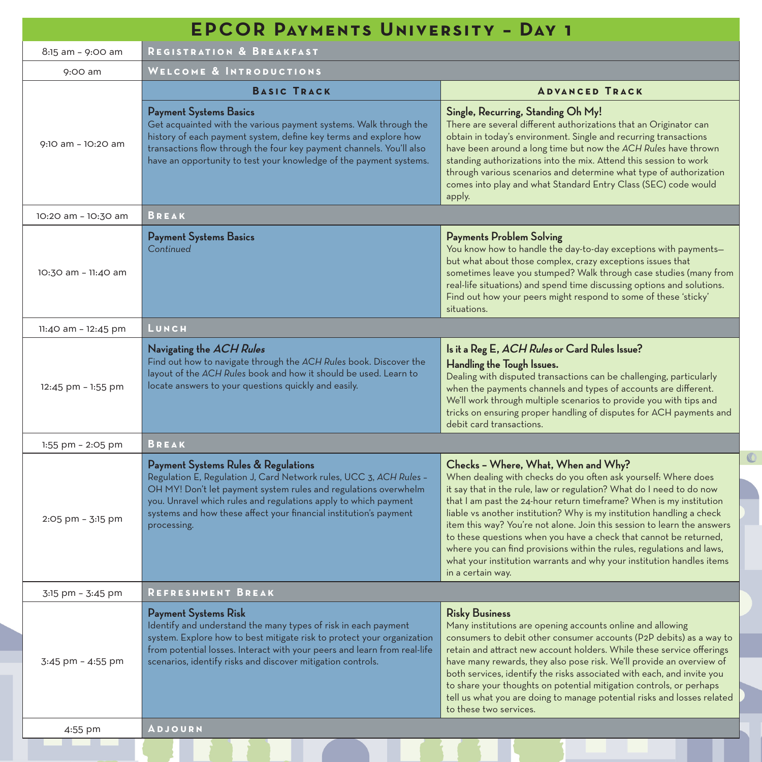# EPCOR Payments University – Day 1

| | | |
|---|---|---|
| 8:15 am – 9:00 am | **Registration & Breakfast** | |
| 9:00 am | **Welcome & Introductions** | |
| | **Basic Track** | **Advanced Track** |
| 9:10 am – 10:20 am | **Payment Systems Basics**<br>Get acquainted with the various payment systems. Walk through the history of each payment system, define key terms and explore how transactions flow through the four key payment channels. You'll also have an opportunity to test your knowledge of the payment systems. | **Single, Recurring, Standing Oh My!**<br>There are several different authorizations that an Originator can obtain in today's environment. Single and recurring transactions have been around a long time but now the *ACH Rules* have thrown standing authorizations into the mix. Attend this session to work through various scenarios and determine what type of authorization comes into play and what Standard Entry Class (SEC) code would apply. |
| 10:20 am – 10:30 am | **Break** | |
| 10:30 am – 11:40 am | **Payment Systems Basics**<br>*Continued* | **Payments Problem Solving**<br>You know how to handle the day-to-day exceptions with payments—but what about those complex, crazy exceptions issues that sometimes leave you stumped? Walk through case studies (many from real-life situations) and spend time discussing options and solutions. Find out how your peers might respond to some of these 'sticky' situations. |
| 11:40 am – 12:45 pm | **Lunch** | |
| 12:45 pm – 1:55 pm | **Navigating the *ACH Rules***<br>Find out how to navigate through the *ACH Rules* book. Discover the layout of the *ACH Rules* book and how it should be used. Learn to locate answers to your questions quickly and easily. | **Is it a Reg E, *ACH Rules* or Card Rules Issue? Handling the Tough Issues.**<br>Dealing with disputed transactions can be challenging, particularly when the payments channels and types of accounts are different. We'll work through multiple scenarios to provide you with tips and tricks on ensuring proper handling of disputes for ACH payments and debit card transactions. |
| 1:55 pm – 2:05 pm | **Break** | |
| 2:05 pm – 3:15 pm | **Payment Systems Rules & Regulations**<br>Regulation E, Regulation J, Card Network rules, UCC 3, *ACH Rules* – OH MY! Don't let payment system rules and regulations overwhelm you. Unravel which rules and regulations apply to which payment systems and how these affect your financial institution's payment processing. | **Checks – Where, What, When and Why?**<br>When dealing with checks do you often ask yourself: Where does it say that in the rule, law or regulation? What do I need to do now that I am past the 24-hour return timeframe? When is my institution liable vs another institution? Why is my institution handling a check item this way? You're not alone. Join this session to learn the answers to these questions when you have a check that cannot be returned, where you can find provisions within the rules, regulations and laws, what your institution warrants and why your institution handles items in a certain way. |
| 3:15 pm – 3:45 pm | **Refreshment Break** | |
| 3:45 pm – 4:55 pm | **Payment Systems Risk**<br>Identify and understand the many types of risk in each payment system. Explore how to best mitigate risk to protect your organization from potential losses. Interact with your peers and learn from real-life scenarios, identify risks and discover mitigation controls. | **Risky Business**<br>Many institutions are opening accounts online and allowing consumers to debit other consumer accounts (P2P debits) as a way to retain and attract new account holders. While these service offerings have many rewards, they also pose risk. We'll provide an overview of both services, identify the risks associated with each, and invite you to share your thoughts on potential mitigation controls, or perhaps tell us what you are doing to manage potential risks and losses related to these two services. |
| 4:55 pm | **Adjourn** | |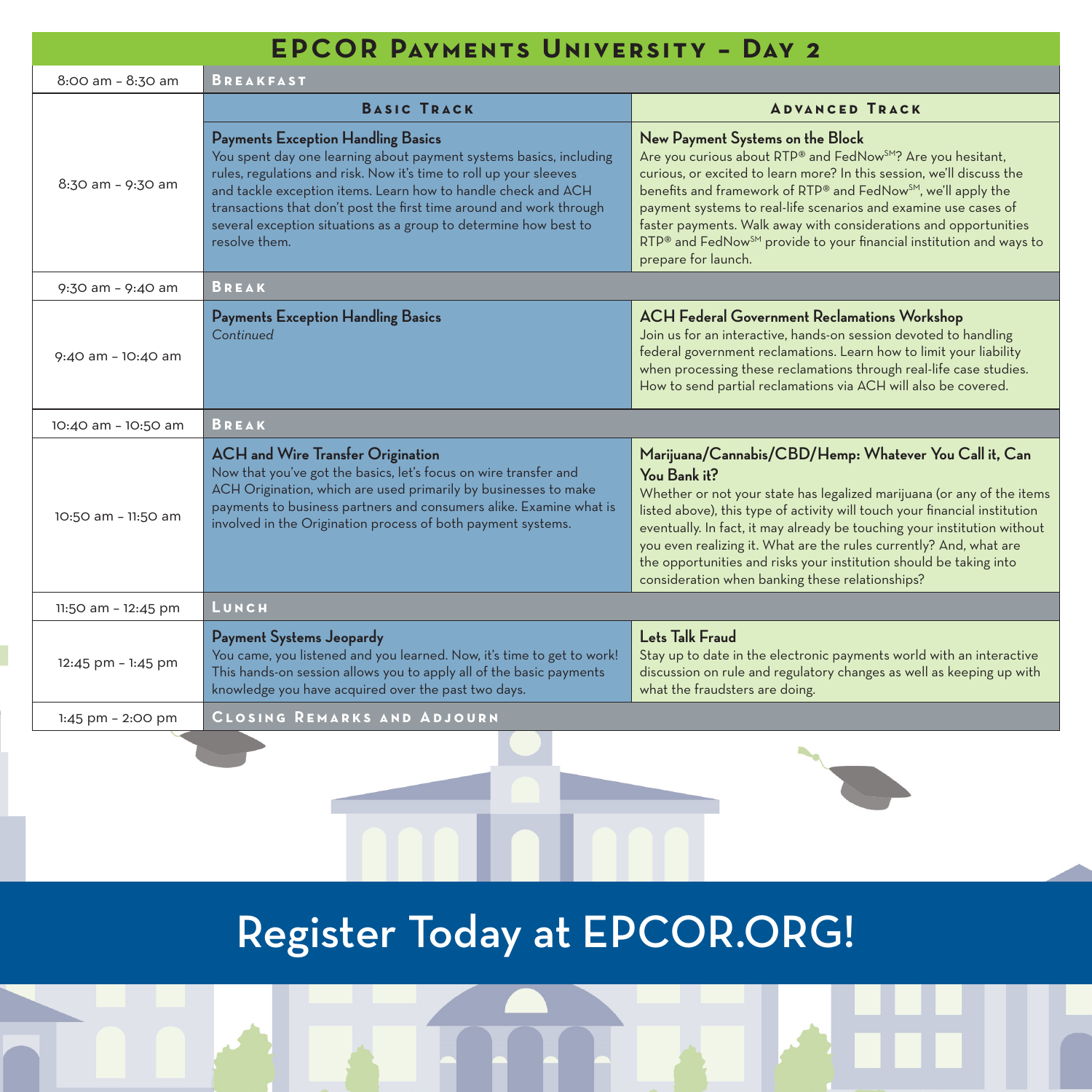# EPCOR Payments University – Day 2

| | | |
|---|---|---|
| 8:00 am – 8:30 am | **Breakfast** | |
| | **Basic Track** | **Advanced Track** |
| 8:30 am – 9:30 am | **Payments Exception Handling Basics**<br>You spent day one learning about payment systems basics, including rules, regulations and risk. Now it's time to roll up your sleeves and tackle exception items. Learn how to handle check and ACH transactions that don't post the first time around and work through several exception situations as a group to determine how best to resolve them. | **New Payment Systems on the Block**<br>Are you curious about RTP® and FedNow℠? Are you hesitant, curious, or excited to learn more? In this session, we'll discuss the benefits and framework of RTP® and FedNow℠, we'll apply the payment systems to real-life scenarios and examine use cases of faster payments. Walk away with considerations and opportunities RTP® and FedNow℠ provide to your financial institution and ways to prepare for launch. |
| 9:30 am – 9:40 am | **Break** | |
| 9:40 am – 10:40 am | **Payments Exception Handling Basics**<br>*Continued* | **ACH Federal Government Reclamations Workshop**<br>Join us for an interactive, hands-on session devoted to handling federal government reclamations. Learn how to limit your liability when processing these reclamations through real-life case studies. How to send partial reclamations via ACH will also be covered. |
| 10:40 am – 10:50 am | **Break** | |
| 10:50 am – 11:50 am | **ACH and Wire Transfer Origination**<br>Now that you've got the basics, let's focus on wire transfer and ACH Origination, which are used primarily by businesses to make payments to business partners and consumers alike. Examine what is involved in the Origination process of both payment systems. | **Marijuana/Cannabis/CBD/Hemp: Whatever You Call it, Can You Bank it?**<br>Whether or not your state has legalized marijuana (or any of the items listed above), this type of activity will touch your financial institution eventually. In fact, it may already be touching your institution without you even realizing it. What are the rules currently? And, what are the opportunities and risks your institution should be taking into consideration when banking these relationships? |
| 11:50 am – 12:45 pm | **Lunch** | |
| 12:45 pm – 1:45 pm | **Payment Systems Jeopardy**<br>You came, you listened and you learned. Now, it's time to get to work! This hands-on session allows you to apply all of the basic payments knowledge you have acquired over the past two days. | **Lets Talk Fraud**<br>Stay up to date in the electronic payments world with an interactive discussion on rule and regulatory changes as well as keeping up with what the fraudsters are doing. |
| 1:45 pm – 2:00 pm | **Closing Remarks and Adjourn** | |

## Register Today at EPCOR.ORG!